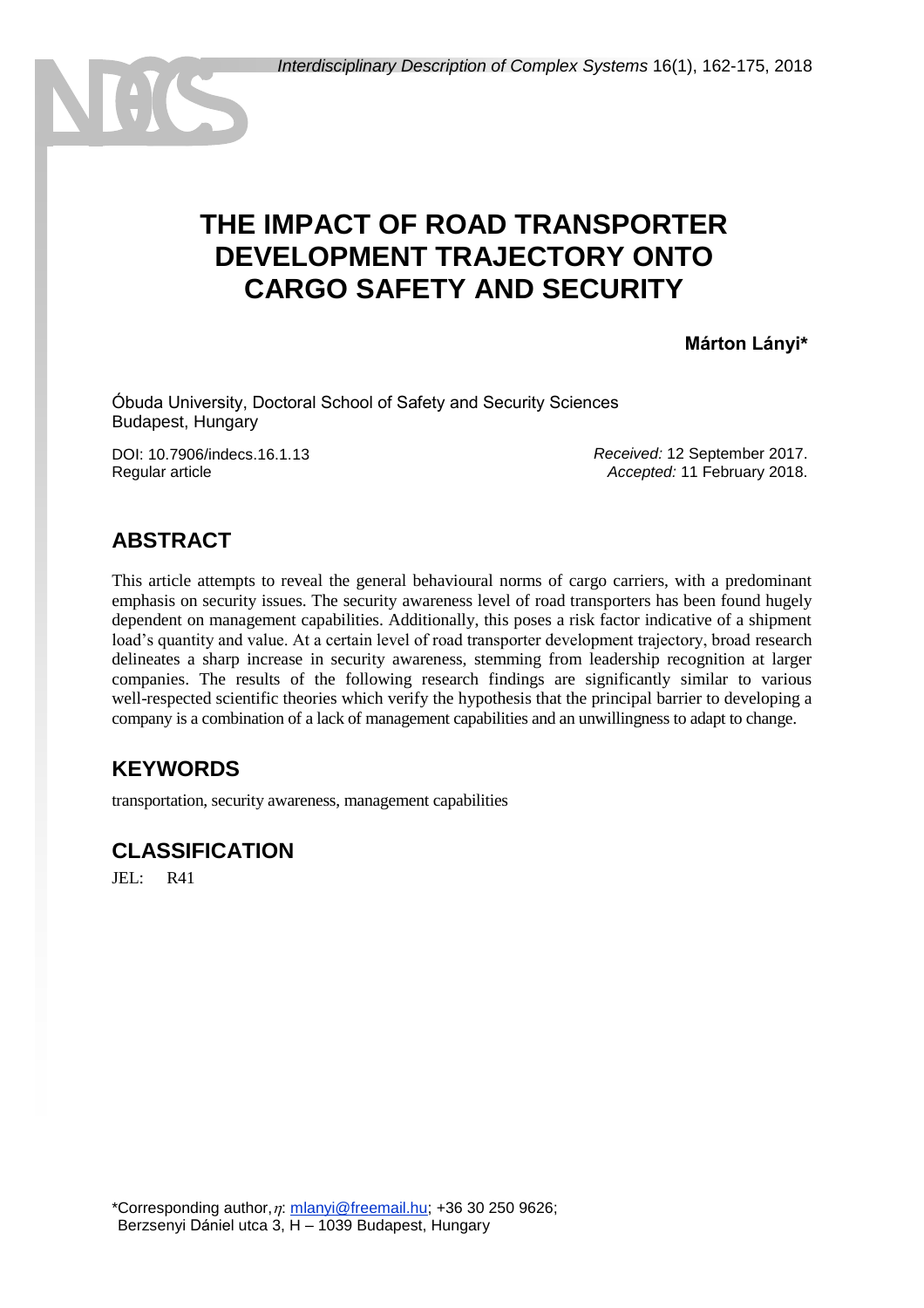# THE IMPACT OF ROAD TRANSPORTER DEVELOPMENT TRAJECTORY ONTO CARGO SAFETY AND SECURITY

**Márton Lányi***

Óbuda University, Doctoral School of Safety and Security Sciences
Budapest, Hungary

DOI: 10.7906/indecs.16.1.13
Regular article

*Received:* 12 September 2017.
*Accepted:* 11 February 2018.

## ABSTRACT

This article attempts to reveal the general behavioural norms of cargo carriers, with a predominant emphasis on security issues. The security awareness level of road transporters has been found hugely dependent on management capabilities. Additionally, this poses a risk factor indicative of a shipment load's quantity and value. At a certain level of road transporter development trajectory, broad research delineates a sharp increase in security awareness, stemming from leadership recognition at larger companies. The results of the following research findings are significantly similar to various well-respected scientific theories which verify the hypothesis that the principal barrier to developing a company is a combination of a lack of management capabilities and an unwillingness to adapt to change.

## KEYWORDS

transportation, security awareness, management capabilities

## CLASSIFICATION

JEL: R41

*Corresponding author, $\eta$: mlanyi@freemail.hu; +36 30 250 9626;
Berzsenyi Dániel utca 3, H – 1039 Budapest, Hungary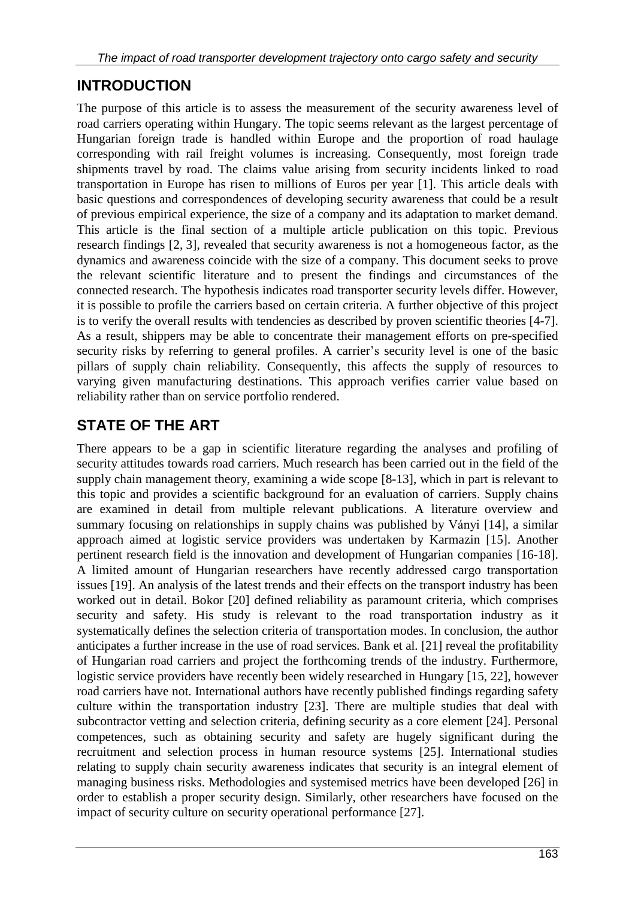## INTRODUCTION

The purpose of this article is to assess the measurement of the security awareness level of road carriers operating within Hungary. The topic seems relevant as the largest percentage of Hungarian foreign trade is handled within Europe and the proportion of road haulage corresponding with rail freight volumes is increasing. Consequently, most foreign trade shipments travel by road. The claims value arising from security incidents linked to road transportation in Europe has risen to millions of Euros per year [1]. This article deals with basic questions and correspondences of developing security awareness that could be a result of previous empirical experience, the size of a company and its adaptation to market demand. This article is the final section of a multiple article publication on this topic. Previous research findings [2, 3], revealed that security awareness is not a homogeneous factor, as the dynamics and awareness coincide with the size of a company. This document seeks to prove the relevant scientific literature and to present the findings and circumstances of the connected research. The hypothesis indicates road transporter security levels differ. However, it is possible to profile the carriers based on certain criteria. A further objective of this project is to verify the overall results with tendencies as described by proven scientific theories [4-7]. As a result, shippers may be able to concentrate their management efforts on pre-specified security risks by referring to general profiles. A carrier's security level is one of the basic pillars of supply chain reliability. Consequently, this affects the supply of resources to varying given manufacturing destinations. This approach verifies carrier value based on reliability rather than on service portfolio rendered.

## STATE OF THE ART

There appears to be a gap in scientific literature regarding the analyses and profiling of security attitudes towards road carriers. Much research has been carried out in the field of the supply chain management theory, examining a wide scope [8-13], which in part is relevant to this topic and provides a scientific background for an evaluation of carriers. Supply chains are examined in detail from multiple relevant publications. A literature overview and summary focusing on relationships in supply chains was published by Ványi [14], a similar approach aimed at logistic service providers was undertaken by Karmazin [15]. Another pertinent research field is the innovation and development of Hungarian companies [16-18]. A limited amount of Hungarian researchers have recently addressed cargo transportation issues [19]. An analysis of the latest trends and their effects on the transport industry has been worked out in detail. Bokor [20] defined reliability as paramount criteria, which comprises security and safety. His study is relevant to the road transportation industry as it systematically defines the selection criteria of transportation modes. In conclusion, the author anticipates a further increase in the use of road services. Bank et al. [21] reveal the profitability of Hungarian road carriers and project the forthcoming trends of the industry. Furthermore, logistic service providers have recently been widely researched in Hungary [15, 22], however road carriers have not. International authors have recently published findings regarding safety culture within the transportation industry [23]. There are multiple studies that deal with subcontractor vetting and selection criteria, defining security as a core element [24]. Personal competences, such as obtaining security and safety are hugely significant during the recruitment and selection process in human resource systems [25]. International studies relating to supply chain security awareness indicates that security is an integral element of managing business risks. Methodologies and systemised metrics have been developed [26] in order to establish a proper security design. Similarly, other researchers have focused on the impact of security culture on security operational performance [27].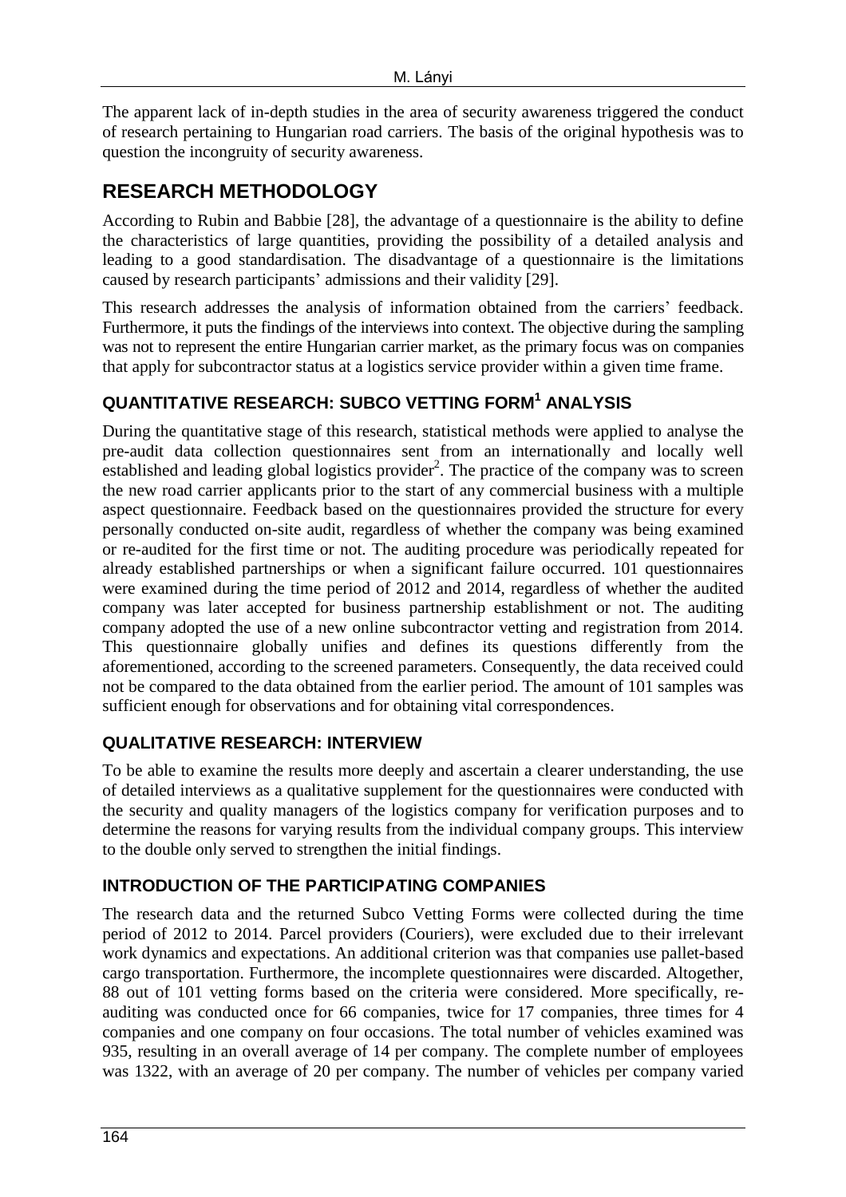The apparent lack of in-depth studies in the area of security awareness triggered the conduct of research pertaining to Hungarian road carriers. The basis of the original hypothesis was to question the incongruity of security awareness.

## RESEARCH METHODOLOGY

According to Rubin and Babbie [28], the advantage of a questionnaire is the ability to define the characteristics of large quantities, providing the possibility of a detailed analysis and leading to a good standardisation. The disadvantage of a questionnaire is the limitations caused by research participants' admissions and their validity [29].

This research addresses the analysis of information obtained from the carriers' feedback. Furthermore, it puts the findings of the interviews into context. The objective during the sampling was not to represent the entire Hungarian carrier market, as the primary focus was on companies that apply for subcontractor status at a logistics service provider within a given time frame.

### QUANTITATIVE RESEARCH: SUBCO VETTING FORM[1] ANALYSIS

During the quantitative stage of this research, statistical methods were applied to analyse the pre-audit data collection questionnaires sent from an internationally and locally well established and leading global logistics provider[2]. The practice of the company was to screen the new road carrier applicants prior to the start of any commercial business with a multiple aspect questionnaire. Feedback based on the questionnaires provided the structure for every personally conducted on-site audit, regardless of whether the company was being examined or re-audited for the first time or not. The auditing procedure was periodically repeated for already established partnerships or when a significant failure occurred. 101 questionnaires were examined during the time period of 2012 and 2014, regardless of whether the audited company was later accepted for business partnership establishment or not. The auditing company adopted the use of a new online subcontractor vetting and registration from 2014. This questionnaire globally unifies and defines its questions differently from the aforementioned, according to the screened parameters. Consequently, the data received could not be compared to the data obtained from the earlier period. The amount of 101 samples was sufficient enough for observations and for obtaining vital correspondences.

### QUALITATIVE RESEARCH: INTERVIEW

To be able to examine the results more deeply and ascertain a clearer understanding, the use of detailed interviews as a qualitative supplement for the questionnaires were conducted with the security and quality managers of the logistics company for verification purposes and to determine the reasons for varying results from the individual company groups. This interview to the double only served to strengthen the initial findings.

### INTRODUCTION OF THE PARTICIPATING COMPANIES

The research data and the returned Subco Vetting Forms were collected during the time period of 2012 to 2014. Parcel providers (Couriers), were excluded due to their irrelevant work dynamics and expectations. An additional criterion was that companies use pallet-based cargo transportation. Furthermore, the incomplete questionnaires were discarded. Altogether, 88 out of 101 vetting forms based on the criteria were considered. More specifically, re-auditing was conducted once for 66 companies, twice for 17 companies, three times for 4 companies and one company on four occasions. The total number of vehicles examined was 935, resulting in an overall average of 14 per company. The complete number of employees was 1322, with an average of 20 per company. The number of vehicles per company varied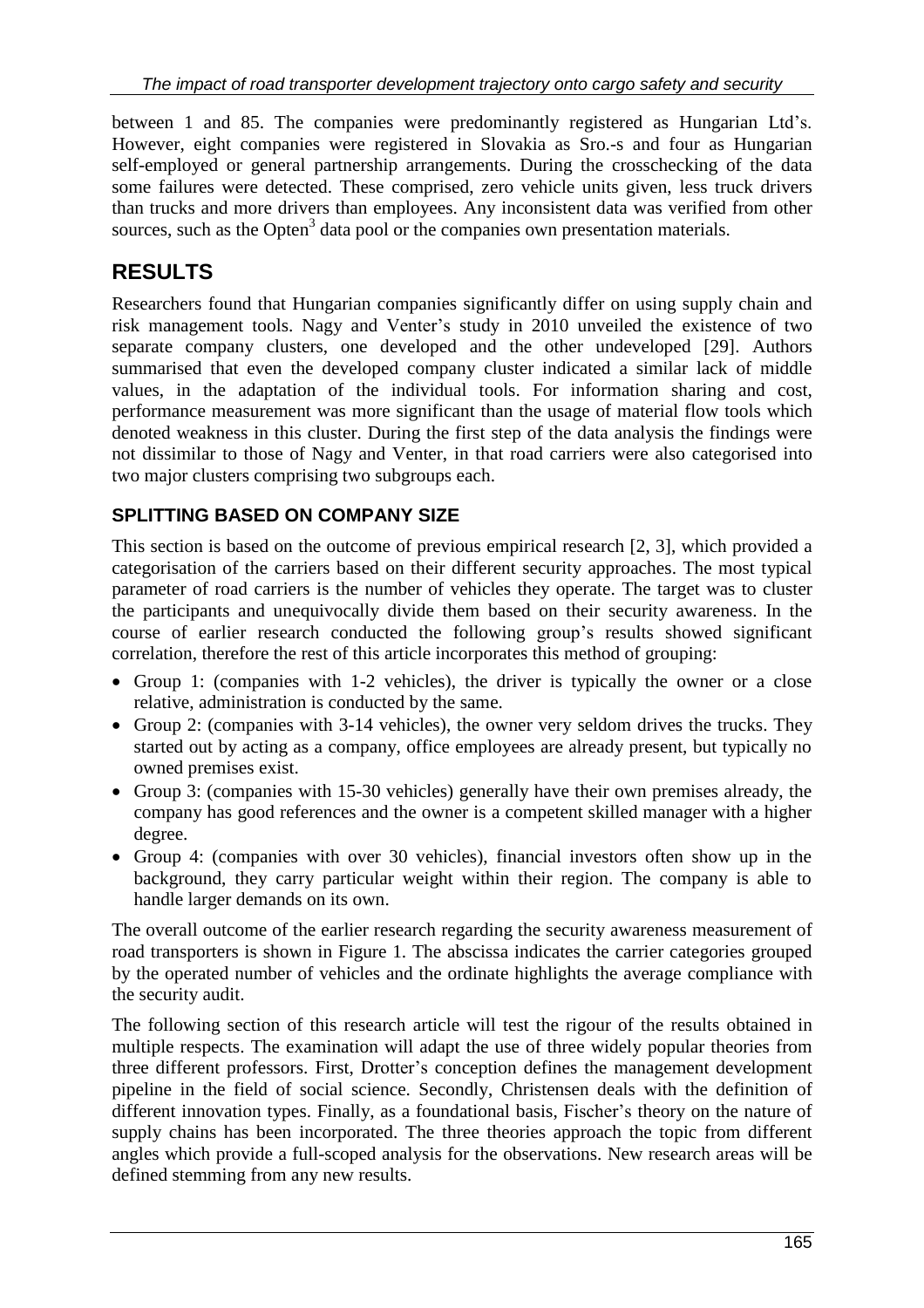between 1 and 85. The companies were predominantly registered as Hungarian Ltd's. However, eight companies were registered in Slovakia as Sro.-s and four as Hungarian self-employed or general partnership arrangements. During the crosschecking of the data some failures were detected. These comprised, zero vehicle units given, less truck drivers than trucks and more drivers than employees. Any inconsistent data was verified from other sources, such as the Opten[3] data pool or the companies own presentation materials.

## RESULTS

Researchers found that Hungarian companies significantly differ on using supply chain and risk management tools. Nagy and Venter's study in 2010 unveiled the existence of two separate company clusters, one developed and the other undeveloped [29]. Authors summarised that even the developed company cluster indicated a similar lack of middle values, in the adaptation of the individual tools. For information sharing and cost, performance measurement was more significant than the usage of material flow tools which denoted weakness in this cluster. During the first step of the data analysis the findings were not dissimilar to those of Nagy and Venter, in that road carriers were also categorised into two major clusters comprising two subgroups each.

### SPLITTING BASED ON COMPANY SIZE

This section is based on the outcome of previous empirical research [2, 3], which provided a categorisation of the carriers based on their different security approaches. The most typical parameter of road carriers is the number of vehicles they operate. The target was to cluster the participants and unequivocally divide them based on their security awareness. In the course of earlier research conducted the following group's results showed significant correlation, therefore the rest of this article incorporates this method of grouping:

- Group 1: (companies with 1-2 vehicles), the driver is typically the owner or a close relative, administration is conducted by the same.
- Group 2: (companies with 3-14 vehicles), the owner very seldom drives the trucks. They started out by acting as a company, office employees are already present, but typically no owned premises exist.
- Group 3: (companies with 15-30 vehicles) generally have their own premises already, the company has good references and the owner is a competent skilled manager with a higher degree.
- Group 4: (companies with over 30 vehicles), financial investors often show up in the background, they carry particular weight within their region. The company is able to handle larger demands on its own.

The overall outcome of the earlier research regarding the security awareness measurement of road transporters is shown in Figure 1. The abscissa indicates the carrier categories grouped by the operated number of vehicles and the ordinate highlights the average compliance with the security audit.

The following section of this research article will test the rigour of the results obtained in multiple respects. The examination will adapt the use of three widely popular theories from three different professors. First, Drotter's conception defines the management development pipeline in the field of social science. Secondly, Christensen deals with the definition of different innovation types. Finally, as a foundational basis, Fischer's theory on the nature of supply chains has been incorporated. The three theories approach the topic from different angles which provide a full-scoped analysis for the observations. New research areas will be defined stemming from any new results.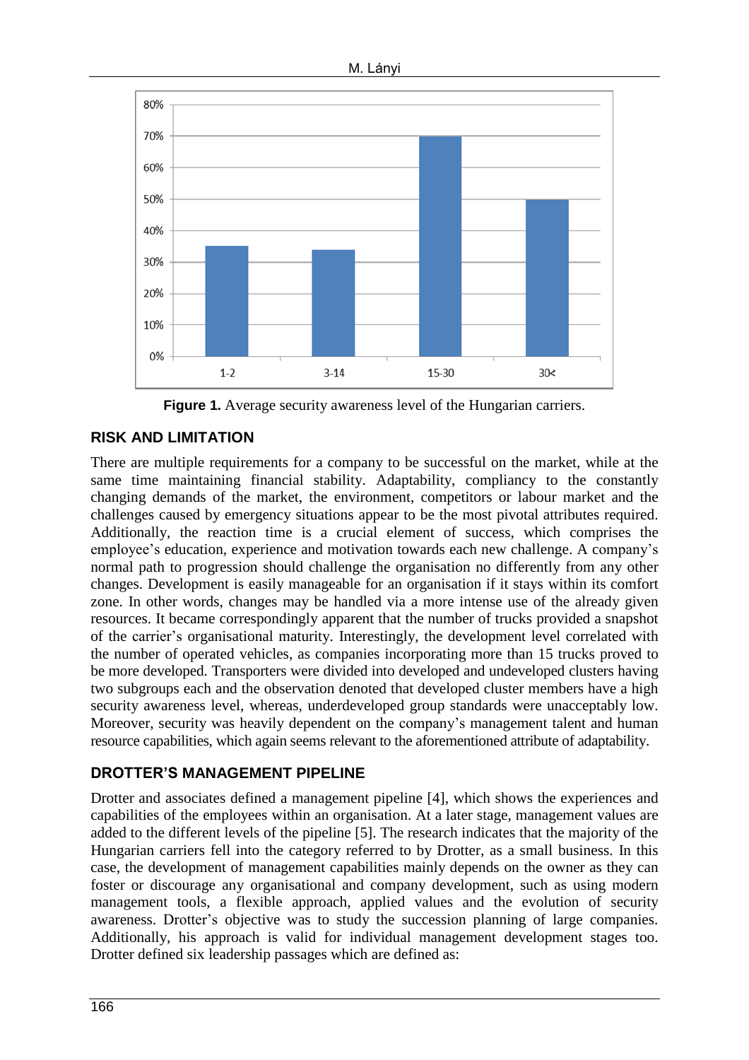**Figure 1.** Average security awareness level of the Hungarian carriers.

## RISK AND LIMITATION

There are multiple requirements for a company to be successful on the market, while at the same time maintaining financial stability. Adaptability, compliancy to the constantly changing demands of the market, the environment, competitors or labour market and the challenges caused by emergency situations appear to be the most pivotal attributes required. Additionally, the reaction time is a crucial element of success, which comprises the employee's education, experience and motivation towards each new challenge. A company's normal path to progression should challenge the organisation no differently from any other changes. Development is easily manageable for an organisation if it stays within its comfort zone. In other words, changes may be handled via a more intense use of the already given resources. It became correspondingly apparent that the number of trucks provided a snapshot of the carrier's organisational maturity. Interestingly, the development level correlated with the number of operated vehicles, as companies incorporating more than 15 trucks proved to be more developed. Transporters were divided into developed and undeveloped clusters having two subgroups each and the observation denoted that developed cluster members have a high security awareness level, whereas, underdeveloped group standards were unacceptably low. Moreover, security was heavily dependent on the company's management talent and human resource capabilities, which again seems relevant to the aforementioned attribute of adaptability.

## DROTTER'S MANAGEMENT PIPELINE

Drotter and associates defined a management pipeline [4], which shows the experiences and capabilities of the employees within an organisation. At a later stage, management values are added to the different levels of the pipeline [5]. The research indicates that the majority of the Hungarian carriers fell into the category referred to by Drotter, as a small business. In this case, the development of management capabilities mainly depends on the owner as they can foster or discourage any organisational and company development, such as using modern management tools, a flexible approach, applied values and the evolution of security awareness. Drotter's objective was to study the succession planning of large companies. Additionally, his approach is valid for individual management development stages too. Drotter defined six leadership passages which are defined as: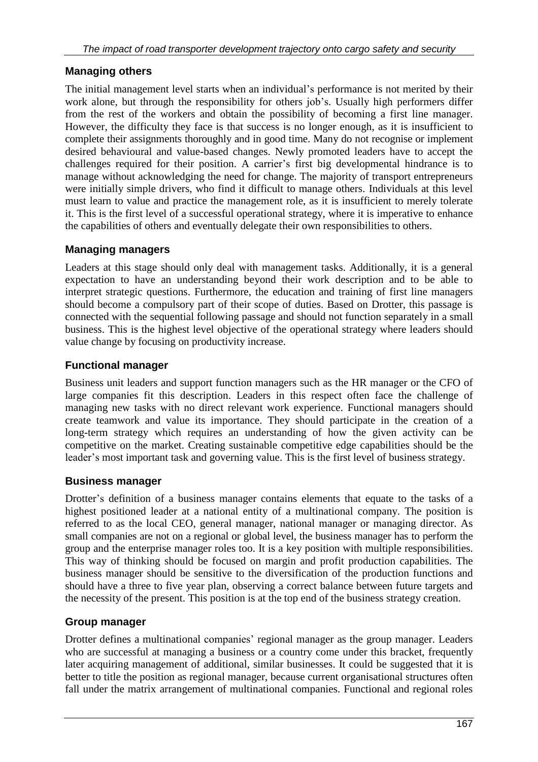## Managing others

The initial management level starts when an individual's performance is not merited by their work alone, but through the responsibility for others job's. Usually high performers differ from the rest of the workers and obtain the possibility of becoming a first line manager. However, the difficulty they face is that success is no longer enough, as it is insufficient to complete their assignments thoroughly and in good time. Many do not recognise or implement desired behavioural and value-based changes. Newly promoted leaders have to accept the challenges required for their position. A carrier's first big developmental hindrance is to manage without acknowledging the need for change. The majority of transport entrepreneurs were initially simple drivers, who find it difficult to manage others. Individuals at this level must learn to value and practice the management role, as it is insufficient to merely tolerate it. This is the first level of a successful operational strategy, where it is imperative to enhance the capabilities of others and eventually delegate their own responsibilities to others.

## Managing managers

Leaders at this stage should only deal with management tasks. Additionally, it is a general expectation to have an understanding beyond their work description and to be able to interpret strategic questions. Furthermore, the education and training of first line managers should become a compulsory part of their scope of duties. Based on Drotter, this passage is connected with the sequential following passage and should not function separately in a small business. This is the highest level objective of the operational strategy where leaders should value change by focusing on productivity increase.

## Functional manager

Business unit leaders and support function managers such as the HR manager or the CFO of large companies fit this description. Leaders in this respect often face the challenge of managing new tasks with no direct relevant work experience. Functional managers should create teamwork and value its importance. They should participate in the creation of a long-term strategy which requires an understanding of how the given activity can be competitive on the market. Creating sustainable competitive edge capabilities should be the leader's most important task and governing value. This is the first level of business strategy.

## Business manager

Drotter's definition of a business manager contains elements that equate to the tasks of a highest positioned leader at a national entity of a multinational company. The position is referred to as the local CEO, general manager, national manager or managing director. As small companies are not on a regional or global level, the business manager has to perform the group and the enterprise manager roles too. It is a key position with multiple responsibilities. This way of thinking should be focused on margin and profit production capabilities. The business manager should be sensitive to the diversification of the production functions and should have a three to five year plan, observing a correct balance between future targets and the necessity of the present. This position is at the top end of the business strategy creation.

## Group manager

Drotter defines a multinational companies' regional manager as the group manager. Leaders who are successful at managing a business or a country come under this bracket, frequently later acquiring management of additional, similar businesses. It could be suggested that it is better to title the position as regional manager, because current organisational structures often fall under the matrix arrangement of multinational companies. Functional and regional roles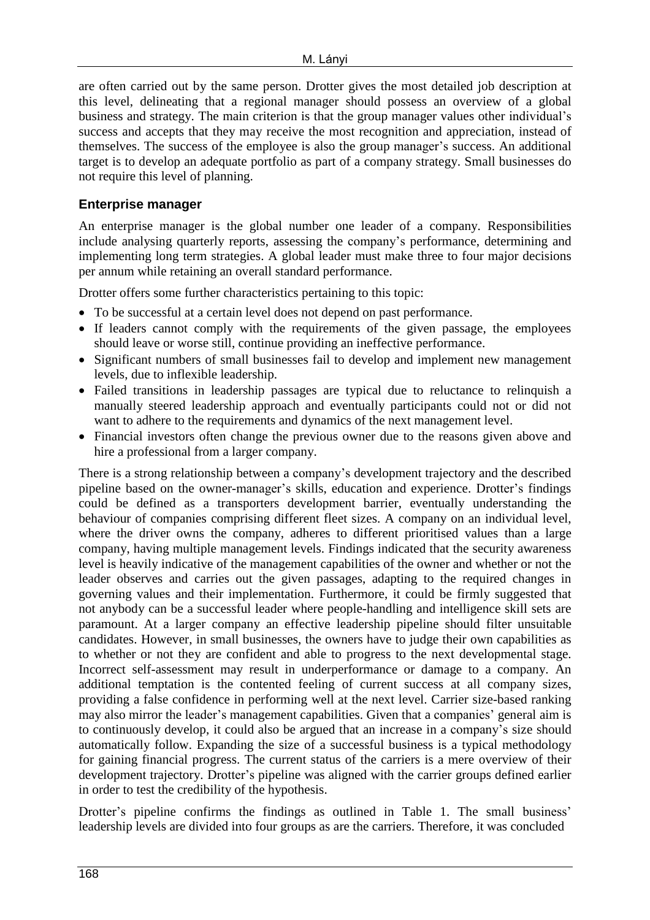are often carried out by the same person. Drotter gives the most detailed job description at this level, delineating that a regional manager should possess an overview of a global business and strategy. The main criterion is that the group manager values other individual's success and accepts that they may receive the most recognition and appreciation, instead of themselves. The success of the employee is also the group manager's success. An additional target is to develop an adequate portfolio as part of a company strategy. Small businesses do not require this level of planning.

### Enterprise manager

An enterprise manager is the global number one leader of a company. Responsibilities include analysing quarterly reports, assessing the company's performance, determining and implementing long term strategies. A global leader must make three to four major decisions per annum while retaining an overall standard performance.

Drotter offers some further characteristics pertaining to this topic:

- To be successful at a certain level does not depend on past performance.
- If leaders cannot comply with the requirements of the given passage, the employees should leave or worse still, continue providing an ineffective performance.
- Significant numbers of small businesses fail to develop and implement new management levels, due to inflexible leadership.
- Failed transitions in leadership passages are typical due to reluctance to relinquish a manually steered leadership approach and eventually participants could not or did not want to adhere to the requirements and dynamics of the next management level.
- Financial investors often change the previous owner due to the reasons given above and hire a professional from a larger company.

There is a strong relationship between a company's development trajectory and the described pipeline based on the owner-manager's skills, education and experience. Drotter's findings could be defined as a transporters development barrier, eventually understanding the behaviour of companies comprising different fleet sizes. A company on an individual level, where the driver owns the company, adheres to different prioritised values than a large company, having multiple management levels. Findings indicated that the security awareness level is heavily indicative of the management capabilities of the owner and whether or not the leader observes and carries out the given passages, adapting to the required changes in governing values and their implementation. Furthermore, it could be firmly suggested that not anybody can be a successful leader where people-handling and intelligence skill sets are paramount. At a larger company an effective leadership pipeline should filter unsuitable candidates. However, in small businesses, the owners have to judge their own capabilities as to whether or not they are confident and able to progress to the next developmental stage. Incorrect self-assessment may result in underperformance or damage to a company. An additional temptation is the contented feeling of current success at all company sizes, providing a false confidence in performing well at the next level. Carrier size-based ranking may also mirror the leader's management capabilities. Given that a companies' general aim is to continuously develop, it could also be argued that an increase in a company's size should automatically follow. Expanding the size of a successful business is a typical methodology for gaining financial progress. The current status of the carriers is a mere overview of their development trajectory. Drotter's pipeline was aligned with the carrier groups defined earlier in order to test the credibility of the hypothesis.

Drotter's pipeline confirms the findings as outlined in Table 1. The small business' leadership levels are divided into four groups as are the carriers. Therefore, it was concluded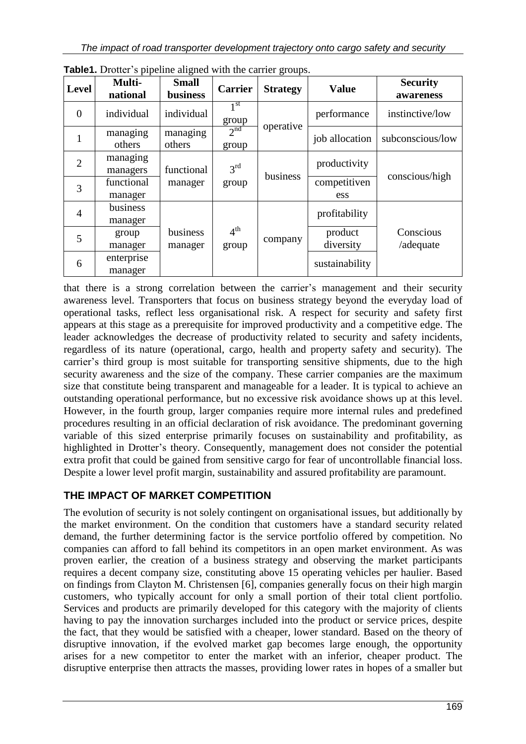**Table1.** Drotter's pipeline aligned with the carrier groups.

| Level | Multi-national | Small business | Carrier | Strategy | Value | Security awareness |
|---|---|---|---|---|---|---|
| 0 | individual | individual | 1st group | operative | performance | instinctive/low |
| 1 | managing others | managing others | 2nd group | | job allocation | subconscious/low |
| 2 | managing managers | functional manager | 3rd group | business | productivity | conscious/high |
| 3 | functional manager | | | | competitiveness | |
| 4 | business manager | business manager | 4th group | company | profitability | Conscious /adequate |
| 5 | group manager | | | | product diversity | |
| 6 | enterprise manager | | | | sustainability | |

that there is a strong correlation between the carrier's management and their security awareness level. Transporters that focus on business strategy beyond the everyday load of operational tasks, reflect less organisational risk. A respect for security and safety first appears at this stage as a prerequisite for improved productivity and a competitive edge. The leader acknowledges the decrease of productivity related to security and safety incidents, regardless of its nature (operational, cargo, health and property safety and security). The carrier's third group is most suitable for transporting sensitive shipments, due to the high security awareness and the size of the company. These carrier companies are the maximum size that constitute being transparent and manageable for a leader. It is typical to achieve an outstanding operational performance, but no excessive risk avoidance shows up at this level. However, in the fourth group, larger companies require more internal rules and predefined procedures resulting in an official declaration of risk avoidance. The predominant governing variable of this sized enterprise primarily focuses on sustainability and profitability, as highlighted in Drotter's theory. Consequently, management does not consider the potential extra profit that could be gained from sensitive cargo for fear of uncontrollable financial loss. Despite a lower level profit margin, sustainability and assured profitability are paramount.

## THE IMPACT OF MARKET COMPETITION

The evolution of security is not solely contingent on organisational issues, but additionally by the market environment. On the condition that customers have a standard security related demand, the further determining factor is the service portfolio offered by competition. No companies can afford to fall behind its competitors in an open market environment. As was proven earlier, the creation of a business strategy and observing the market participants requires a decent company size, constituting above 15 operating vehicles per haulier. Based on findings from Clayton M. Christensen [6], companies generally focus on their high margin customers, who typically account for only a small portion of their total client portfolio. Services and products are primarily developed for this category with the majority of clients having to pay the innovation surcharges included into the product or service prices, despite the fact, that they would be satisfied with a cheaper, lower standard. Based on the theory of disruptive innovation, if the evolved market gap becomes large enough, the opportunity arises for a new competitor to enter the market with an inferior, cheaper product. The disruptive enterprise then attracts the masses, providing lower rates in hopes of a smaller but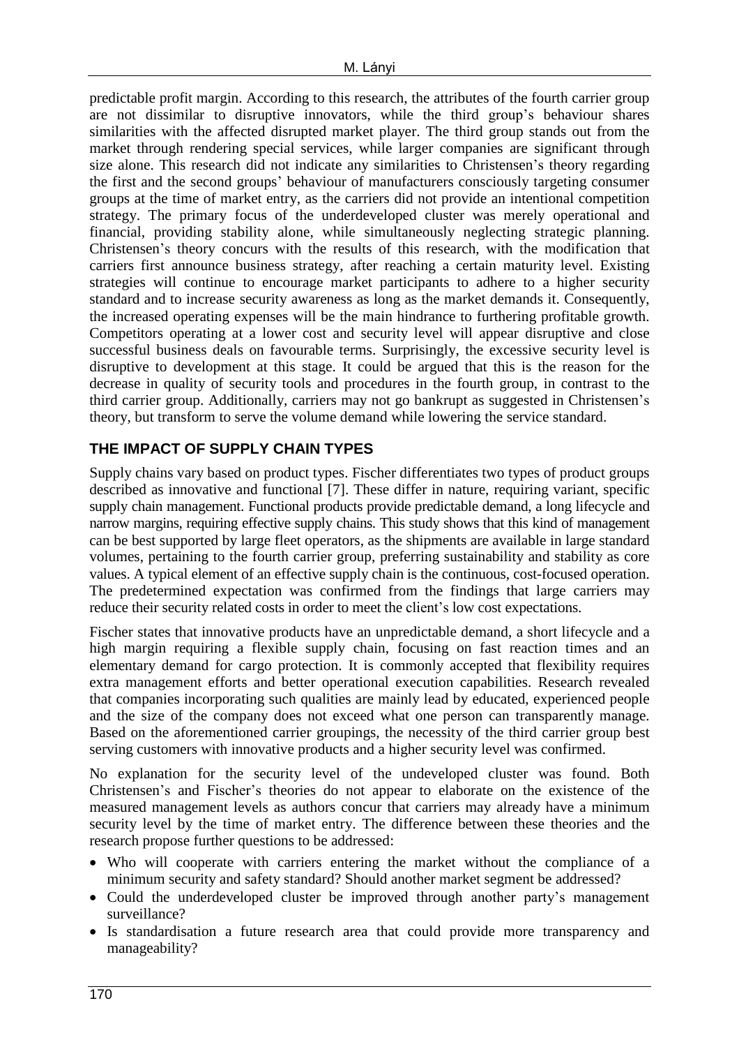predictable profit margin. According to this research, the attributes of the fourth carrier group are not dissimilar to disruptive innovators, while the third group's behaviour shares similarities with the affected disrupted market player. The third group stands out from the market through rendering special services, while larger companies are significant through size alone. This research did not indicate any similarities to Christensen's theory regarding the first and the second groups' behaviour of manufacturers consciously targeting consumer groups at the time of market entry, as the carriers did not provide an intentional competition strategy. The primary focus of the underdeveloped cluster was merely operational and financial, providing stability alone, while simultaneously neglecting strategic planning. Christensen's theory concurs with the results of this research, with the modification that carriers first announce business strategy, after reaching a certain maturity level. Existing strategies will continue to encourage market participants to adhere to a higher security standard and to increase security awareness as long as the market demands it. Consequently, the increased operating expenses will be the main hindrance to furthering profitable growth. Competitors operating at a lower cost and security level will appear disruptive and close successful business deals on favourable terms. Surprisingly, the excessive security level is disruptive to development at this stage. It could be argued that this is the reason for the decrease in quality of security tools and procedures in the fourth group, in contrast to the third carrier group. Additionally, carriers may not go bankrupt as suggested in Christensen's theory, but transform to serve the volume demand while lowering the service standard.

## THE IMPACT OF SUPPLY CHAIN TYPES

Supply chains vary based on product types. Fischer differentiates two types of product groups described as innovative and functional [7]. These differ in nature, requiring variant, specific supply chain management. Functional products provide predictable demand, a long lifecycle and narrow margins, requiring effective supply chains. This study shows that this kind of management can be best supported by large fleet operators, as the shipments are available in large standard volumes, pertaining to the fourth carrier group, preferring sustainability and stability as core values. A typical element of an effective supply chain is the continuous, cost-focused operation. The predetermined expectation was confirmed from the findings that large carriers may reduce their security related costs in order to meet the client's low cost expectations.

Fischer states that innovative products have an unpredictable demand, a short lifecycle and a high margin requiring a flexible supply chain, focusing on fast reaction times and an elementary demand for cargo protection. It is commonly accepted that flexibility requires extra management efforts and better operational execution capabilities. Research revealed that companies incorporating such qualities are mainly lead by educated, experienced people and the size of the company does not exceed what one person can transparently manage. Based on the aforementioned carrier groupings, the necessity of the third carrier group best serving customers with innovative products and a higher security level was confirmed.

No explanation for the security level of the undeveloped cluster was found. Both Christensen's and Fischer's theories do not appear to elaborate on the existence of the measured management levels as authors concur that carriers may already have a minimum security level by the time of market entry. The difference between these theories and the research propose further questions to be addressed:

- Who will cooperate with carriers entering the market without the compliance of a minimum security and safety standard? Should another market segment be addressed?
- Could the underdeveloped cluster be improved through another party's management surveillance?
- Is standardisation a future research area that could provide more transparency and manageability?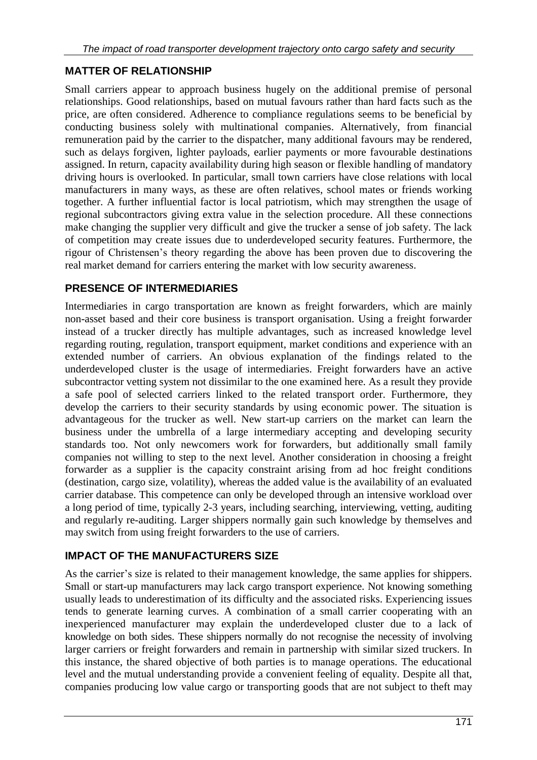## MATTER OF RELATIONSHIP

Small carriers appear to approach business hugely on the additional premise of personal relationships. Good relationships, based on mutual favours rather than hard facts such as the price, are often considered. Adherence to compliance regulations seems to be beneficial by conducting business solely with multinational companies. Alternatively, from financial remuneration paid by the carrier to the dispatcher, many additional favours may be rendered, such as delays forgiven, lighter payloads, earlier payments or more favourable destinations assigned. In return, capacity availability during high season or flexible handling of mandatory driving hours is overlooked. In particular, small town carriers have close relations with local manufacturers in many ways, as these are often relatives, school mates or friends working together. A further influential factor is local patriotism, which may strengthen the usage of regional subcontractors giving extra value in the selection procedure. All these connections make changing the supplier very difficult and give the trucker a sense of job safety. The lack of competition may create issues due to underdeveloped security features. Furthermore, the rigour of Christensen's theory regarding the above has been proven due to discovering the real market demand for carriers entering the market with low security awareness.

## PRESENCE OF INTERMEDIARIES

Intermediaries in cargo transportation are known as freight forwarders, which are mainly non-asset based and their core business is transport organisation. Using a freight forwarder instead of a trucker directly has multiple advantages, such as increased knowledge level regarding routing, regulation, transport equipment, market conditions and experience with an extended number of carriers. An obvious explanation of the findings related to the underdeveloped cluster is the usage of intermediaries. Freight forwarders have an active subcontractor vetting system not dissimilar to the one examined here. As a result they provide a safe pool of selected carriers linked to the related transport order. Furthermore, they develop the carriers to their security standards by using economic power. The situation is advantageous for the trucker as well. New start-up carriers on the market can learn the business under the umbrella of a large intermediary accepting and developing security standards too. Not only newcomers work for forwarders, but additionally small family companies not willing to step to the next level. Another consideration in choosing a freight forwarder as a supplier is the capacity constraint arising from ad hoc freight conditions (destination, cargo size, volatility), whereas the added value is the availability of an evaluated carrier database. This competence can only be developed through an intensive workload over a long period of time, typically 2-3 years, including searching, interviewing, vetting, auditing and regularly re-auditing. Larger shippers normally gain such knowledge by themselves and may switch from using freight forwarders to the use of carriers.

## IMPACT OF THE MANUFACTURERS SIZE

As the carrier's size is related to their management knowledge, the same applies for shippers. Small or start-up manufacturers may lack cargo transport experience. Not knowing something usually leads to underestimation of its difficulty and the associated risks. Experiencing issues tends to generate learning curves. A combination of a small carrier cooperating with an inexperienced manufacturer may explain the underdeveloped cluster due to a lack of knowledge on both sides. These shippers normally do not recognise the necessity of involving larger carriers or freight forwarders and remain in partnership with similar sized truckers. In this instance, the shared objective of both parties is to manage operations. The educational level and the mutual understanding provide a convenient feeling of equality. Despite all that, companies producing low value cargo or transporting goods that are not subject to theft may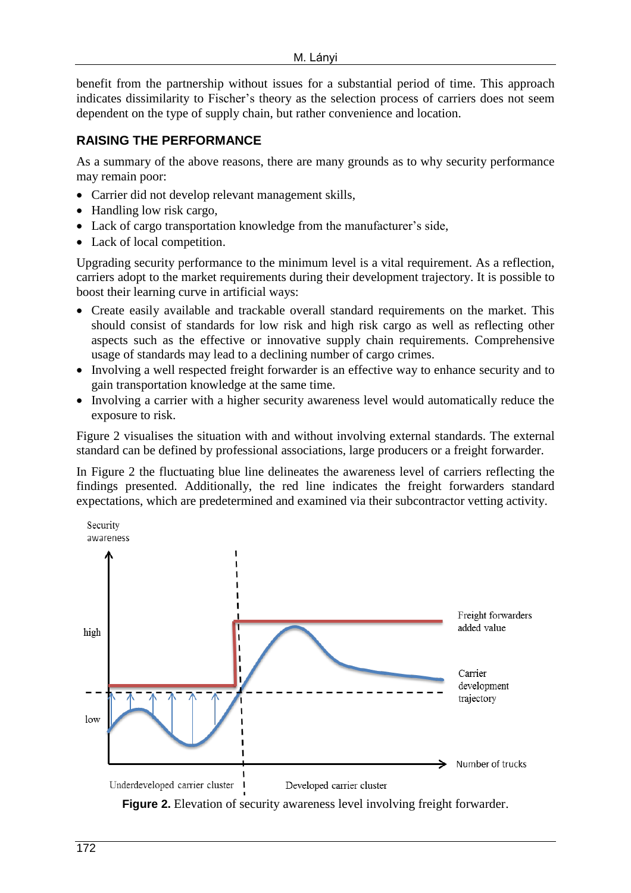benefit from the partnership without issues for a substantial period of time. This approach indicates dissimilarity to Fischer's theory as the selection process of carriers does not seem dependent on the type of supply chain, but rather convenience and location.

## RAISING THE PERFORMANCE

As a summary of the above reasons, there are many grounds as to why security performance may remain poor:

- Carrier did not develop relevant management skills,
- Handling low risk cargo,
- Lack of cargo transportation knowledge from the manufacturer's side,
- Lack of local competition.

Upgrading security performance to the minimum level is a vital requirement. As a reflection, carriers adopt to the market requirements during their development trajectory. It is possible to boost their learning curve in artificial ways:

- Create easily available and trackable overall standard requirements on the market. This should consist of standards for low risk and high risk cargo as well as reflecting other aspects such as the effective or innovative supply chain requirements. Comprehensive usage of standards may lead to a declining number of cargo crimes.
- Involving a well respected freight forwarder is an effective way to enhance security and to gain transportation knowledge at the same time.
- Involving a carrier with a higher security awareness level would automatically reduce the exposure to risk.

Figure 2 visualises the situation with and without involving external standards. The external standard can be defined by professional associations, large producers or a freight forwarder.

In Figure 2 the fluctuating blue line delineates the awareness level of carriers reflecting the findings presented. Additionally, the red line indicates the freight forwarders standard expectations, which are predetermined and examined via their subcontractor vetting activity.

**Figure 2.** Elevation of security awareness level involving freight forwarder.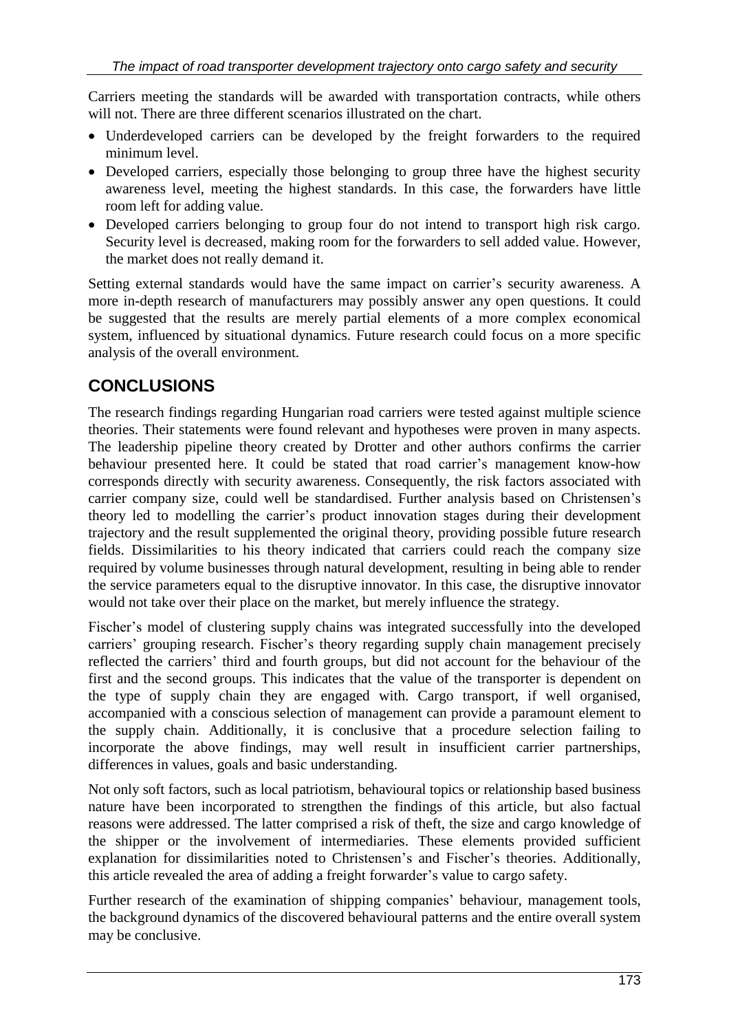Carriers meeting the standards will be awarded with transportation contracts, while others will not. There are three different scenarios illustrated on the chart.

- Underdeveloped carriers can be developed by the freight forwarders to the required minimum level.
- Developed carriers, especially those belonging to group three have the highest security awareness level, meeting the highest standards. In this case, the forwarders have little room left for adding value.
- Developed carriers belonging to group four do not intend to transport high risk cargo. Security level is decreased, making room for the forwarders to sell added value. However, the market does not really demand it.

Setting external standards would have the same impact on carrier's security awareness. A more in-depth research of manufacturers may possibly answer any open questions. It could be suggested that the results are merely partial elements of a more complex economical system, influenced by situational dynamics. Future research could focus on a more specific analysis of the overall environment.

## CONCLUSIONS

The research findings regarding Hungarian road carriers were tested against multiple science theories. Their statements were found relevant and hypotheses were proven in many aspects. The leadership pipeline theory created by Drotter and other authors confirms the carrier behaviour presented here. It could be stated that road carrier's management know-how corresponds directly with security awareness. Consequently, the risk factors associated with carrier company size, could well be standardised. Further analysis based on Christensen's theory led to modelling the carrier's product innovation stages during their development trajectory and the result supplemented the original theory, providing possible future research fields. Dissimilarities to his theory indicated that carriers could reach the company size required by volume businesses through natural development, resulting in being able to render the service parameters equal to the disruptive innovator. In this case, the disruptive innovator would not take over their place on the market, but merely influence the strategy.

Fischer's model of clustering supply chains was integrated successfully into the developed carriers' grouping research. Fischer's theory regarding supply chain management precisely reflected the carriers' third and fourth groups, but did not account for the behaviour of the first and the second groups. This indicates that the value of the transporter is dependent on the type of supply chain they are engaged with. Cargo transport, if well organised, accompanied with a conscious selection of management can provide a paramount element to the supply chain. Additionally, it is conclusive that a procedure selection failing to incorporate the above findings, may well result in insufficient carrier partnerships, differences in values, goals and basic understanding.

Not only soft factors, such as local patriotism, behavioural topics or relationship based business nature have been incorporated to strengthen the findings of this article, but also factual reasons were addressed. The latter comprised a risk of theft, the size and cargo knowledge of the shipper or the involvement of intermediaries. These elements provided sufficient explanation for dissimilarities noted to Christensen's and Fischer's theories. Additionally, this article revealed the area of adding a freight forwarder's value to cargo safety.

Further research of the examination of shipping companies' behaviour, management tools, the background dynamics of the discovered behavioural patterns and the entire overall system may be conclusive.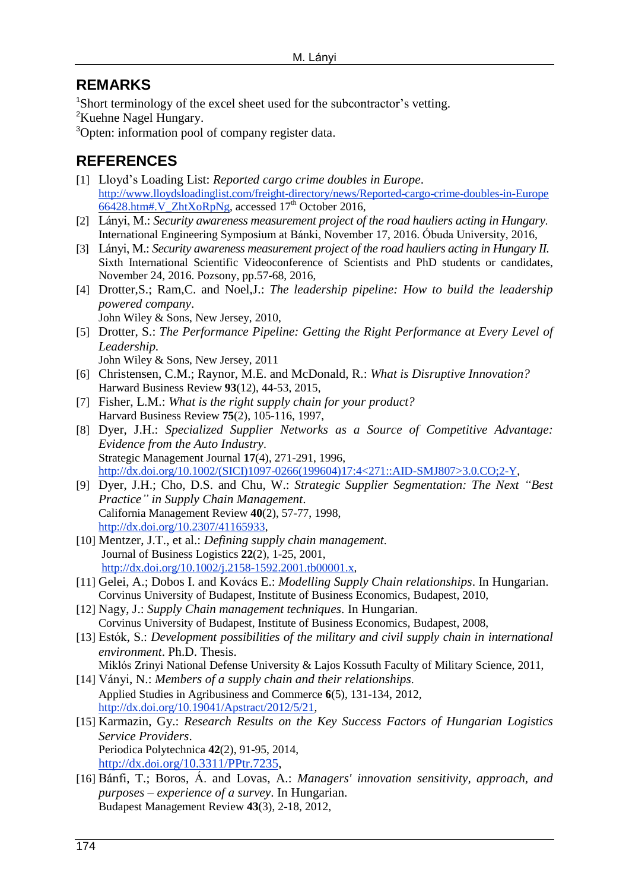## REMARKS

[1]Short terminology of the excel sheet used for the subcontractor's vetting.
[2]Kuehne Nagel Hungary.
[3]Opten: information pool of company register data.

## REFERENCES

[1] Lloyd's Loading List: *Reported cargo crime doubles in Europe*. http://www.lloydsloadinglist.com/freight-directory/news/Reported-cargo-crime-doubles-in-Europe 66428.htm#.V_ZhtXoRpNg, accessed 17th October 2016,

[2] Lányi, M.: *Security awareness measurement project of the road hauliers acting in Hungary*. International Engineering Symposium at Bánki, November 17, 2016. Óbuda University, 2016,

[3] Lányi, M.: *Security awareness measurement project of the road hauliers acting in Hungary II.* Sixth International Scientific Videoconference of Scientists and PhD students or candidates, November 24, 2016. Pozsony, pp.57-68, 2016,

[4] Drotter,S.; Ram,C. and Noel,J.: *The leadership pipeline: How to build the leadership powered company*. John Wiley & Sons, New Jersey, 2010,

[5] Drotter, S.: *The Performance Pipeline: Getting the Right Performance at Every Level of Leadership.* John Wiley & Sons, New Jersey, 2011

[6] Christensen, C.M.; Raynor, M.E. and McDonald, R.: *What is Disruptive Innovation?* Harward Business Review **93**(12), 44-53, 2015,

[7] Fisher, L.M.: *What is the right supply chain for your product?* Harvard Business Review **75**(2), 105-116, 1997,

[8] Dyer, J.H.: *Specialized Supplier Networks as a Source of Competitive Advantage: Evidence from the Auto Industry*. Strategic Management Journal **17**(4), 271-291, 1996, http://dx.doi.org/10.1002/(SICI)1097-0266(199604)17:4<271::AID-SMJ807>3.0.CO;2-Y,

[9] Dyer, J.H.; Cho, D.S. and Chu, W.: *Strategic Supplier Segmentation: The Next "Best Practice" in Supply Chain Management*. California Management Review **40**(2), 57-77, 1998, http://dx.doi.org/10.2307/41165933,

[10] Mentzer, J.T., et al.: *Defining supply chain management.* Journal of Business Logistics **22**(2), 1-25, 2001, http://dx.doi.org/10.1002/j.2158-1592.2001.tb00001.x,

[11] Gelei, A.; Dobos I. and Kovács E.: *Modelling Supply Chain relationships*. In Hungarian. Corvinus University of Budapest, Institute of Business Economics, Budapest, 2010,

[12] Nagy, J.: *Supply Chain management techniques*. In Hungarian. Corvinus University of Budapest, Institute of Business Economics, Budapest, 2008,

[13] Estók, S.: *Development possibilities of the military and civil supply chain in international environment*. Ph.D. Thesis. Miklós Zrinyi National Defense University & Lajos Kossuth Faculty of Military Science, 2011,

[14] Ványi, N.: *Members of a supply chain and their relationships.* Applied Studies in Agribusiness and Commerce **6**(5), 131-134, 2012, http://dx.doi.org/10.19041/Apstract/2012/5/21,

[15] Karmazin, Gy.: *Research Results on the Key Success Factors of Hungarian Logistics Service Providers*. Periodica Polytechnica **42**(2), 91-95, 2014, http://dx.doi.org/10.3311/PPtr.7235,

[16] Bánfi, T.; Boros, Á. and Lovas, A.: *Managers' innovation sensitivity, approach, and purposes – experience of a survey*. In Hungarian. Budapest Management Review **43**(3), 2-18, 2012,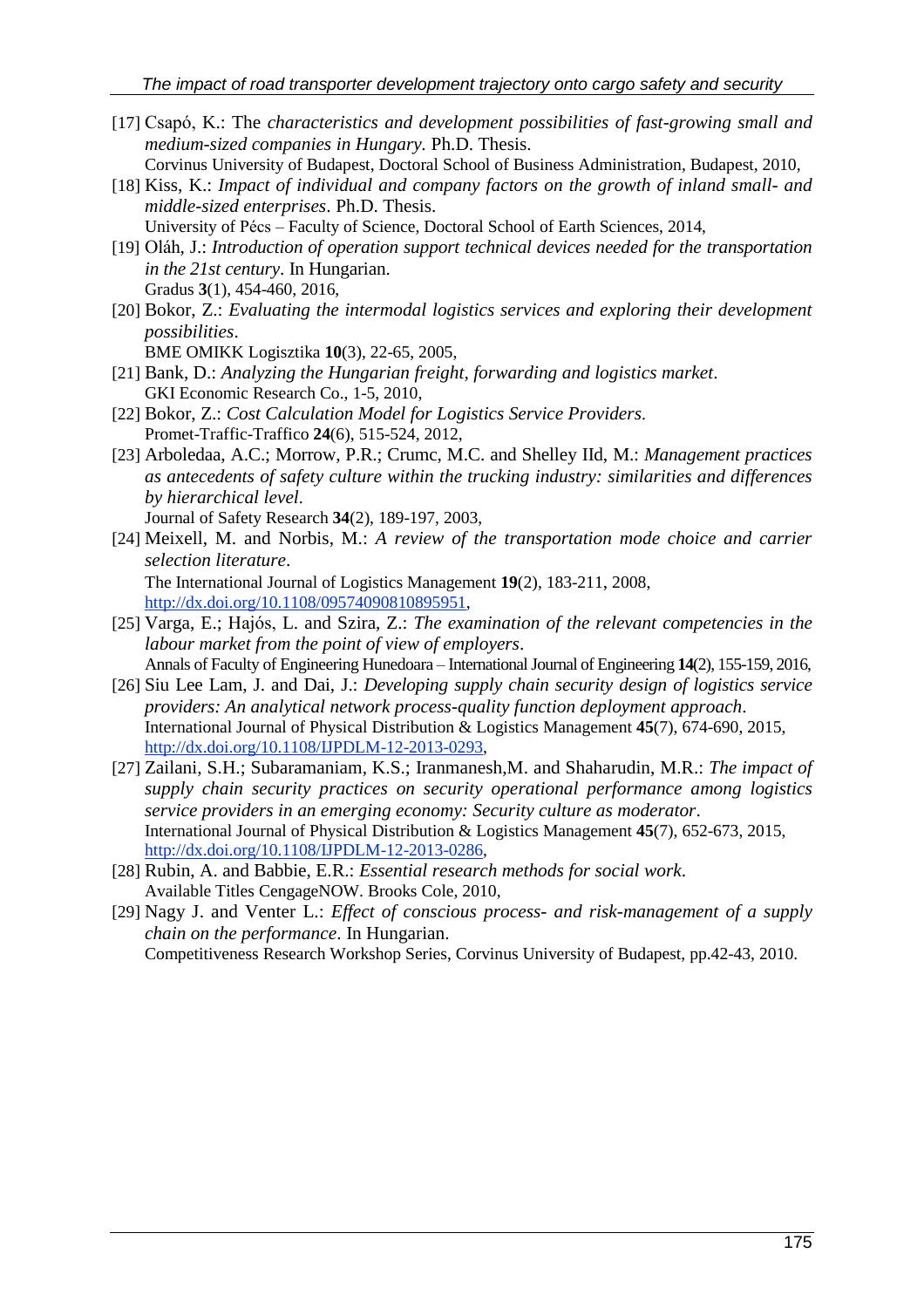[17] Csapó, K.: The *characteristics and development possibilities of fast-growing small and medium-sized companies in Hungary*. Ph.D. Thesis.
Corvinus University of Budapest, Doctoral School of Business Administration, Budapest, 2010,

[18] Kiss, K.: *Impact of individual and company factors on the growth of inland small- and middle-sized enterprises*. Ph.D. Thesis.
University of Pécs – Faculty of Science, Doctoral School of Earth Sciences, 2014,

[19] Oláh, J.: *Introduction of operation support technical devices needed for the transportation in the 21st century*. In Hungarian.
Gradus **3**(1), 454-460, 2016,

[20] Bokor, Z.: *Evaluating the intermodal logistics services and exploring their development possibilities*.
BME OMIKK Logisztika **10**(3), 22-65, 2005,

[21] Bank, D.: *Analyzing the Hungarian freight, forwarding and logistics market*.
GKI Economic Research Co., 1-5, 2010,

[22] Bokor, Z.: *Cost Calculation Model for Logistics Service Providers*.
Promet-Traffic-Traffico **24**(6), 515-524, 2012,

[23] Arboledaa, A.C.; Morrow, P.R.; Crumc, M.C. and Shelley IId, M.: *Management practices as antecedents of safety culture within the trucking industry: similarities and differences by hierarchical level*.
Journal of Safety Research **34**(2), 189-197, 2003,

[24] Meixell, M. and Norbis, M.: *A review of the transportation mode choice and carrier selection literature*.
The International Journal of Logistics Management **19**(2), 183-211, 2008,
http://dx.doi.org/10.1108/09574090810895951,

[25] Varga, E.; Hajós, L. and Szira, Z.: *The examination of the relevant competencies in the labour market from the point of view of employers*.
Annals of Faculty of Engineering Hunedoara – International Journal of Engineering **14**(2), 155-159, 2016,

[26] Siu Lee Lam, J. and Dai, J.: *Developing supply chain security design of logistics service providers: An analytical network process-quality function deployment approach*.
International Journal of Physical Distribution & Logistics Management **45**(7), 674-690, 2015,
http://dx.doi.org/10.1108/IJPDLM-12-2013-0293,

[27] Zailani, S.H.; Subaramaniam, K.S.; Iranmanesh,M. and Shaharudin, M.R.: *The impact of supply chain security practices on security operational performance among logistics service providers in an emerging economy: Security culture as moderator*.
International Journal of Physical Distribution & Logistics Management **45**(7), 652-673, 2015,
http://dx.doi.org/10.1108/IJPDLM-12-2013-0286,

[28] Rubin, A. and Babbie, E.R.: *Essential research methods for social work*.
Available Titles CengageNOW. Brooks Cole, 2010,

[29] Nagy J. and Venter L.: *Effect of conscious process- and risk-management of a supply chain on the performance*. In Hungarian.
Competitiveness Research Workshop Series, Corvinus University of Budapest, pp.42-43, 2010.